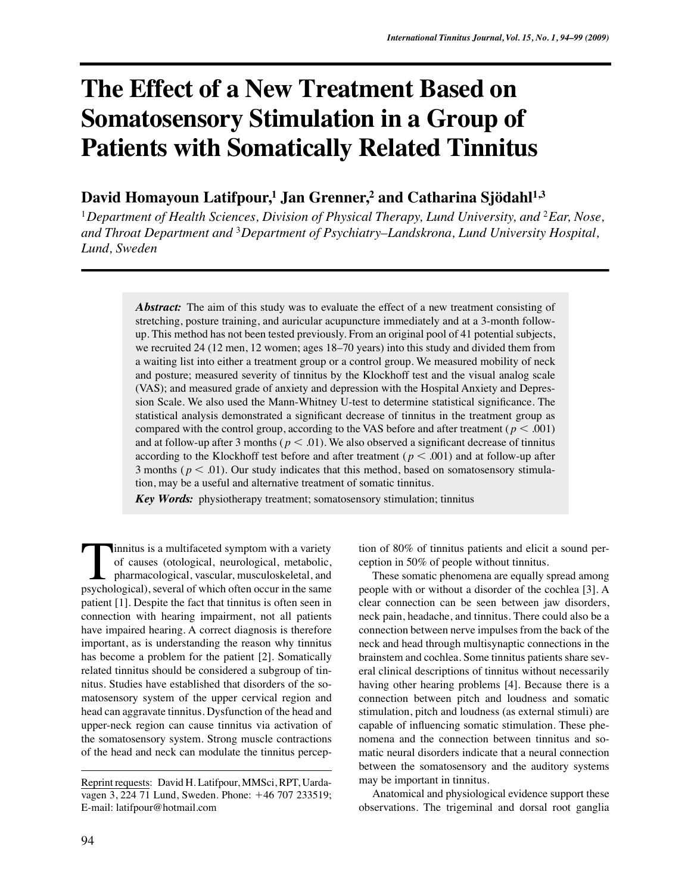# The Effect of a New Treatment Based on Somatosensory Stimulation in a Group of Patients with Somatically Related Tinnitus

**David Homayoun Latifpour,[1] Jan Grenner,[2] and Catharina Sjödahl[1,3]**

[1]*Department of Health Sciences, Division of Physical Therapy, Lund University, and* [2]*Ear, Nose, and Throat Department and* [3]*Department of Psychiatry–Landskrona, Lund University Hospital, Lund, Sweden*

***Abstract:*** The aim of this study was to evaluate the effect of a new treatment consisting of stretching, posture training, and auricular acupuncture immediately and at a 3-month follow-up. This method has not been tested previously. From an original pool of 41 potential subjects, we recruited 24 (12 men, 12 women; ages 18–70 years) into this study and divided them from a waiting list into either a treatment group or a control group. We measured mobility of neck and posture; measured severity of tinnitus by the Klockhoff test and the visual analog scale (VAS); and measured grade of anxiety and depression with the Hospital Anxiety and Depression Scale. We also used the Mann-Whitney U-test to determine statistical significance. The statistical analysis demonstrated a significant decrease of tinnitus in the treatment group as compared with the control group, according to the VAS before and after treatment ($p < .001$) and at follow-up after 3 months ($p < .01$). We also observed a significant decrease of tinnitus according to the Klockhoff test before and after treatment ($p < .001$) and at follow-up after 3 months ($p < .01$). Our study indicates that this method, based on somatosensory stimulation, may be a useful and alternative treatment of somatic tinnitus.

***Key Words:*** physiotherapy treatment; somatosensory stimulation; tinnitus

Tinnitus is a multifaceted symptom with a variety of causes (otological, neurological, metabolic, pharmacological, vascular, musculoskeletal, and psychological), several of which often occur in the same patient [1]. Despite the fact that tinnitus is often seen in connection with hearing impairment, not all patients have impaired hearing. A correct diagnosis is therefore important, as is understanding the reason why tinnitus has become a problem for the patient [2]. Somatically related tinnitus should be considered a subgroup of tinnitus. Studies have established that disorders of the somatosensory system of the upper cervical region and head can aggravate tinnitus. Dysfunction of the head and upper-neck region can cause tinnitus via activation of the somatosensory system. Strong muscle contractions of the head and neck can modulate the tinnitus perception of 80% of tinnitus patients and elicit a sound perception in 50% of people without tinnitus.

These somatic phenomena are equally spread among people with or without a disorder of the cochlea [3]. A clear connection can be seen between jaw disorders, neck pain, headache, and tinnitus. There could also be a connection between nerve impulses from the back of the neck and head through multisynaptic connections in the brainstem and cochlea. Some tinnitus patients share several clinical descriptions of tinnitus without necessarily having other hearing problems [4]. Because there is a connection between pitch and loudness and somatic stimulation, pitch and loudness (as external stimuli) are capable of influencing somatic stimulation. These phenomena and the connection between tinnitus and somatic neural disorders indicate that a neural connection between the somatosensory and the auditory systems may be important in tinnitus.

Anatomical and physiological evidence support these observations. The trigeminal and dorsal root ganglia

Reprint requests: David H. Latifpour, MMSci, RPT, Uardavagen 3, 224 71 Lund, Sweden. Phone: +46 707 233519; E-mail: latifpour@hotmail.com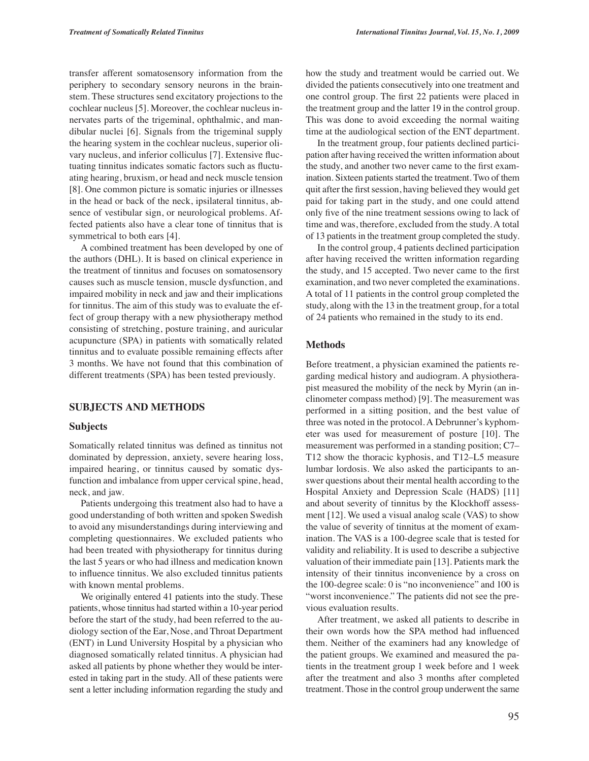transfer afferent somatosensory information from the periphery to secondary sensory neurons in the brainstem. These structures send excitatory projections to the cochlear nucleus [5]. Moreover, the cochlear nucleus innervates parts of the trigeminal, ophthalmic, and mandibular nuclei [6]. Signals from the trigeminal supply the hearing system in the cochlear nucleus, superior olivary nucleus, and inferior colliculus [7]. Extensive fluctuating tinnitus indicates somatic factors such as fluctuating hearing, bruxism, or head and neck muscle tension [8]. One common picture is somatic injuries or illnesses in the head or back of the neck, ipsilateral tinnitus, absence of vestibular sign, or neurological problems. Affected patients also have a clear tone of tinnitus that is symmetrical to both ears [4].

A combined treatment has been developed by one of the authors (DHL). It is based on clinical experience in the treatment of tinnitus and focuses on somatosensory causes such as muscle tension, muscle dysfunction, and impaired mobility in neck and jaw and their implications for tinnitus. The aim of this study was to evaluate the effect of group therapy with a new physiotherapy method consisting of stretching, posture training, and auricular acupuncture (SPA) in patients with somatically related tinnitus and to evaluate possible remaining effects after 3 months. We have not found that this combination of different treatments (SPA) has been tested previously.

## SUBJECTS AND METHODS

### Subjects

Somatically related tinnitus was defined as tinnitus not dominated by depression, anxiety, severe hearing loss, impaired hearing, or tinnitus caused by somatic dysfunction and imbalance from upper cervical spine, head, neck, and jaw.

Patients undergoing this treatment also had to have a good understanding of both written and spoken Swedish to avoid any misunderstandings during interviewing and completing questionnaires. We excluded patients who had been treated with physiotherapy for tinnitus during the last 5 years or who had illness and medication known to influence tinnitus. We also excluded tinnitus patients with known mental problems.

We originally entered 41 patients into the study. These patients, whose tinnitus had started within a 10-year period before the start of the study, had been referred to the audiology section of the Ear, Nose, and Throat Department (ENT) in Lund University Hospital by a physician who diagnosed somatically related tinnitus. A physician had asked all patients by phone whether they would be interested in taking part in the study. All of these patients were sent a letter including information regarding the study and how the study and treatment would be carried out. We divided the patients consecutively into one treatment and one control group. The first 22 patients were placed in the treatment group and the latter 19 in the control group. This was done to avoid exceeding the normal waiting time at the audiological section of the ENT department.

In the treatment group, four patients declined participation after having received the written information about the study, and another two never came to the first examination. Sixteen patients started the treatment. Two of them quit after the first session, having believed they would get paid for taking part in the study, and one could attend only five of the nine treatment sessions owing to lack of time and was, therefore, excluded from the study. A total of 13 patients in the treatment group completed the study.

In the control group, 4 patients declined participation after having received the written information regarding the study, and 15 accepted. Two never came to the first examination, and two never completed the examinations. A total of 11 patients in the control group completed the study, along with the 13 in the treatment group, for a total of 24 patients who remained in the study to its end.

### Methods

Before treatment, a physician examined the patients regarding medical history and audiogram. A physiotherapist measured the mobility of the neck by Myrin (an inclinometer compass method) [9]. The measurement was performed in a sitting position, and the best value of three was noted in the protocol. A Debrunner's kyphometer was used for measurement of posture [10]. The measurement was performed in a standing position; C7–T12 show the thoracic kyphosis, and T12–L5 measure lumbar lordosis. We also asked the participants to answer questions about their mental health according to the Hospital Anxiety and Depression Scale (HADS) [11] and about severity of tinnitus by the Klockhoff assessment [12]. We used a visual analog scale (VAS) to show the value of severity of tinnitus at the moment of examination. The VAS is a 100-degree scale that is tested for validity and reliability. It is used to describe a subjective valuation of their immediate pain [13]. Patients mark the intensity of their tinnitus inconvenience by a cross on the 100-degree scale: 0 is "no inconvenience" and 100 is "worst inconvenience." The patients did not see the previous evaluation results.

After treatment, we asked all patients to describe in their own words how the SPA method had influenced them. Neither of the examiners had any knowledge of the patient groups. We examined and measured the patients in the treatment group 1 week before and 1 week after the treatment and also 3 months after completed treatment. Those in the control group underwent the same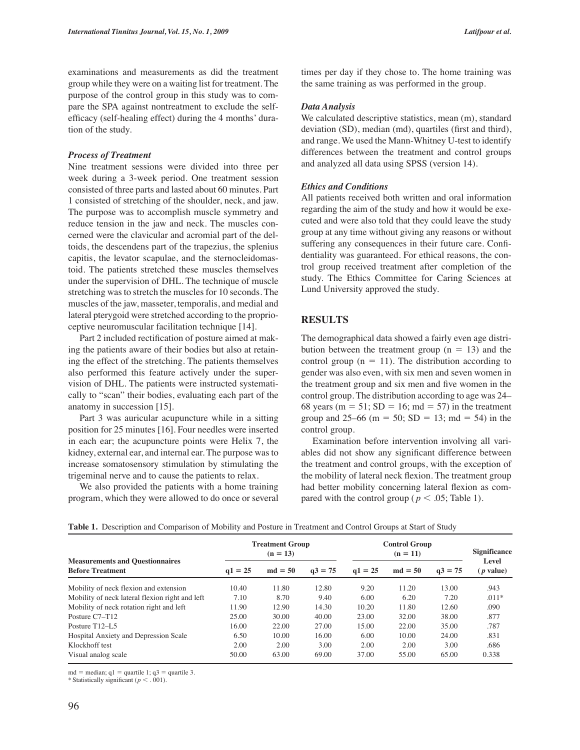examinations and measurements as did the treatment group while they were on a waiting list for treatment. The purpose of the control group in this study was to compare the SPA against nontreatment to exclude the self-efficacy (self-healing effect) during the 4 months' duration of the study.

### *Process of Treatment*

Nine treatment sessions were divided into three per week during a 3-week period. One treatment session consisted of three parts and lasted about 60 minutes. Part 1 consisted of stretching of the shoulder, neck, and jaw. The purpose was to accomplish muscle symmetry and reduce tension in the jaw and neck. The muscles concerned were the clavicular and acromial part of the deltoids, the descendens part of the trapezius, the splenius capitis, the levator scapulae, and the sternocleidomastoid. The patients stretched these muscles themselves under the supervision of DHL. The technique of muscle stretching was to stretch the muscles for 10 seconds. The muscles of the jaw, masseter, temporalis, and medial and lateral pterygoid were stretched according to the proprioceptive neuromuscular facilitation technique [14].

Part 2 included rectification of posture aimed at making the patients aware of their bodies but also at retaining the effect of the stretching. The patients themselves also performed this feature actively under the supervision of DHL. The patients were instructed systematically to "scan" their bodies, evaluating each part of the anatomy in succession [15].

Part 3 was auricular acupuncture while in a sitting position for 25 minutes [16]. Four needles were inserted in each ear; the acupuncture points were Helix 7, the kidney, external ear, and internal ear. The purpose was to increase somatosensory stimulation by stimulating the trigeminal nerve and to cause the patients to relax.

We also provided the patients with a home training program, which they were allowed to do once or several times per day if they chose to. The home training was the same training as was performed in the group.

### *Data Analysis*

We calculated descriptive statistics, mean (m), standard deviation (SD), median (md), quartiles (first and third), and range. We used the Mann-Whitney U-test to identify differences between the treatment and control groups and analyzed all data using SPSS (version 14).

### *Ethics and Conditions*

All patients received both written and oral information regarding the aim of the study and how it would be executed and were also told that they could leave the study group at any time without giving any reasons or without suffering any consequences in their future care. Confidentiality was guaranteed. For ethical reasons, the control group received treatment after completion of the study. The Ethics Committee for Caring Sciences at Lund University approved the study.

## RESULTS

The demographical data showed a fairly even age distribution between the treatment group (n = 13) and the control group (n = 11). The distribution according to gender was also even, with six men and seven women in the treatment group and six men and five women in the control group. The distribution according to age was 24–68 years (m = 51; SD = 16; md = 57) in the treatment group and 25–66 (m = 50; SD = 13; md = 54) in the control group.

Examination before intervention involving all variables did not show any significant difference between the treatment and control groups, with the exception of the mobility of lateral neck flexion. The treatment group had better mobility concerning lateral flexion as compared with the control group ($p < .05$; Table 1).

**Table 1.** Description and Comparison of Mobility and Posture in Treatment and Control Groups at Start of Study

| Measurements and Questionnaires Before Treatment | Treatment Group (n = 13) | | | Control Group (n = 11) | | | Significance Level ($p$ value) |
|---|---|---|---|---|---|---|---|
| | q1 = 25 | md = 50 | q3 = 75 | q1 = 25 | md = 50 | q3 = 75 | |
| Mobility of neck flexion and extension | 10.40 | 11.80 | 12.80 | 9.20 | 11.20 | 13.00 | .943 |
| Mobility of neck lateral flexion right and left | 7.10 | 8.70 | 9.40 | 6.00 | 6.20 | 7.20 | .011* |
| Mobility of neck rotation right and left | 11.90 | 12.90 | 14.30 | 10.20 | 11.80 | 12.60 | .090 |
| Posture C7–T12 | 25.00 | 30.00 | 40.00 | 23.00 | 32.00 | 38.00 | .877 |
| Posture T12–L5 | 16.00 | 22.00 | 27.00 | 15.00 | 22.00 | 35.00 | .787 |
| Hospital Anxiety and Depression Scale | 6.50 | 10.00 | 16.00 | 6.00 | 10.00 | 24.00 | .831 |
| Klockhoff test | 2.00 | 2.00 | 3.00 | 2.00 | 2.00 | 3.00 | .686 |
| Visual analog scale | 50.00 | 63.00 | 69.00 | 37.00 | 55.00 | 65.00 | 0.338 |

md = median; q1 = quartile 1; q3 = quartile 3.
\* Statistically significant ($p < .001$).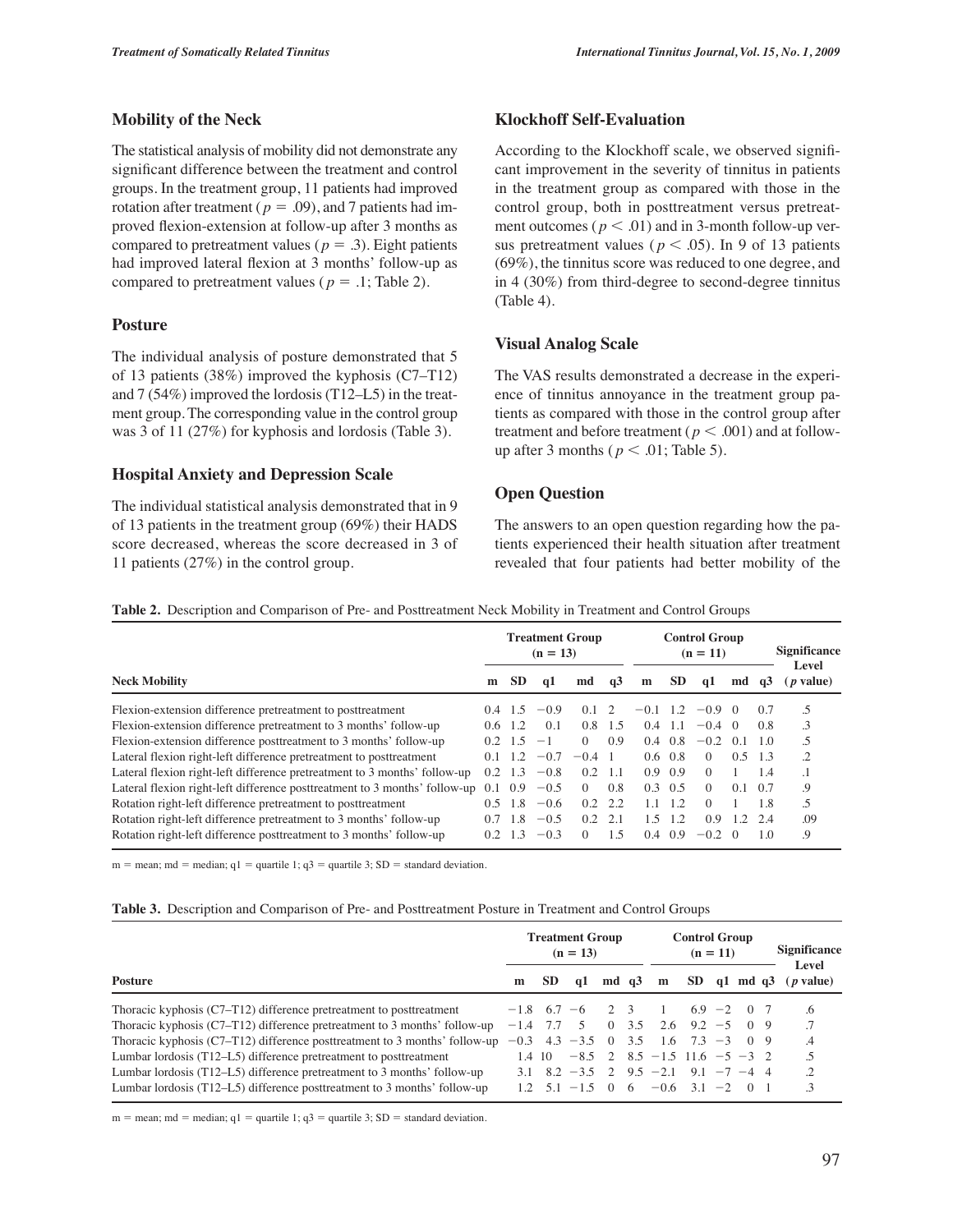## Mobility of the Neck

The statistical analysis of mobility did not demonstrate any significant difference between the treatment and control groups. In the treatment group, 11 patients had improved rotation after treatment ($p = .09$), and 7 patients had improved flexion-extension at follow-up after 3 months as compared to pretreatment values ($p = .3$). Eight patients had improved lateral flexion at 3 months' follow-up as compared to pretreatment values ($p = .1$; Table 2).

## Posture

The individual analysis of posture demonstrated that 5 of 13 patients (38%) improved the kyphosis (C7–T12) and 7 (54%) improved the lordosis (T12–L5) in the treatment group. The corresponding value in the control group was 3 of 11 (27%) for kyphosis and lordosis (Table 3).

## Hospital Anxiety and Depression Scale

The individual statistical analysis demonstrated that in 9 of 13 patients in the treatment group (69%) their HADS score decreased, whereas the score decreased in 3 of 11 patients (27%) in the control group.

## Klockhoff Self-Evaluation

According to the Klockhoff scale, we observed significant improvement in the severity of tinnitus in patients in the treatment group as compared with those in the control group, both in posttreatment versus pretreatment outcomes ($p < .01$) and in 3-month follow-up versus pretreatment values ($p < .05$). In 9 of 13 patients (69%), the tinnitus score was reduced to one degree, and in 4 (30%) from third-degree to second-degree tinnitus (Table 4).

## Visual Analog Scale

The VAS results demonstrated a decrease in the experience of tinnitus annoyance in the treatment group patients as compared with those in the control group after treatment and before treatment ($p < .001$) and at follow-up after 3 months ($p < .01$; Table 5).

## Open Question

The answers to an open question regarding how the patients experienced their health situation after treatment revealed that four patients had better mobility of the

**Table 2.** Description and Comparison of Pre- and Posttreatment Neck Mobility in Treatment and Control Groups

| | Treatment Group (n = 13) | | | | | Control Group (n = 11) | | | | | Significance Level |
|---|---|---|---|---|---|---|---|---|---|---|---|
| **Neck Mobility** | **m** | **SD** | **q1** | **md** | **q3** | **m** | **SD** | **q1** | **md** | **q3** | **(p value)** |
| Flexion-extension difference pretreatment to posttreatment | 0.4 | 1.5 | −0.9 | 0.1 | 2 | −0.1 | 1.2 | −0.9 | 0 | 0.7 | .5 |
| Flexion-extension difference pretreatment to 3 months' follow-up | 0.6 | 1.2 | 0.1 | 0.8 | 1.5 | 0.4 | 1.1 | −0.4 | 0 | 0.8 | .3 |
| Flexion-extension difference posttreatment to 3 months' follow-up | 0.2 | 1.5 | −1 | 0 | 0.9 | 0.4 | 0.8 | −0.2 | 0.1 | 1.0 | .5 |
| Lateral flexion right-left difference pretreatment to posttreatment | 0.1 | 1.2 | −0.7 | −0.4 | 1 | 0.6 | 0.8 | 0 | 0.5 | 1.3 | .2 |
| Lateral flexion right-left difference pretreatment to 3 months' follow-up | 0.2 | 1.3 | −0.8 | 0.2 | 1.1 | 0.9 | 0.9 | 0 | 1 | 1.4 | .1 |
| Lateral flexion right-left difference posttreatment to 3 months' follow-up | 0.1 | 0.9 | −0.5 | 0 | 0.8 | 0.3 | 0.5 | 0 | 0.1 | 0.7 | .9 |
| Rotation right-left difference pretreatment to posttreatment | 0.5 | 1.8 | −0.6 | 0.2 | 2.2 | 1.1 | 1.2 | 0 | 1 | 1.8 | .5 |
| Rotation right-left difference pretreatment to 3 months' follow-up | 0.7 | 1.8 | −0.5 | 0.2 | 2.1 | 1.5 | 1.2 | 0.9 | 1.2 | 2.4 | .09 |
| Rotation right-left difference posttreatment to 3 months' follow-up | 0.2 | 1.3 | −0.3 | 0 | 1.5 | 0.4 | 0.9 | −0.2 | 0 | 1.0 | .9 |

m = mean; md = median; q1 = quartile 1; q3 = quartile 3; SD = standard deviation.

**Table 3.** Description and Comparison of Pre- and Posttreatment Posture in Treatment and Control Groups

| | Treatment Group (n = 13) | | | | | Control Group (n = 11) | | | | | Significance Level |
|---|---|---|---|---|---|---|---|---|---|---|---|
| **Posture** | **m** | **SD** | **q1** | **md** | **q3** | **m** | **SD** | **q1** | **md** | **q3** | **(p value)** |
| Thoracic kyphosis (C7–T12) difference pretreatment to posttreatment | −1.8 | 6.7 | −6 | 2 | 3 | 1 | 6.9 | −2 | 0 | 7 | .6 |
| Thoracic kyphosis (C7–T12) difference pretreatment to 3 months' follow-up | −1.4 | 7.7 | 5 | 0 | 3.5 | 2.6 | 9.2 | −5 | 0 | 9 | .7 |
| Thoracic kyphosis (C7–T12) difference posttreatment to 3 months' follow-up | −0.3 | 4.3 | −3.5 | 0 | 3.5 | 1.6 | 7.3 | −3 | 0 | 9 | .4 |
| Lumbar lordosis (T12–L5) difference pretreatment to posttreatment | 1.4 | 10 | −8.5 | 2 | 8.5 | −1.5 | 11.6 | −5 | −3 | 2 | .5 |
| Lumbar lordosis (T12–L5) difference pretreatment to 3 months' follow-up | 3.1 | 8.2 | −3.5 | 2 | 9.5 | −2.1 | 9.1 | −7 | −4 | 4 | .2 |
| Lumbar lordosis (T12–L5) difference posttreatment to 3 months' follow-up | 1.2 | 5.1 | −1.5 | 0 | 6 | −0.6 | 3.1 | −2 | 0 | 1 | .3 |

m = mean; md = median; q1 = quartile 1; q3 = quartile 3; SD = standard deviation.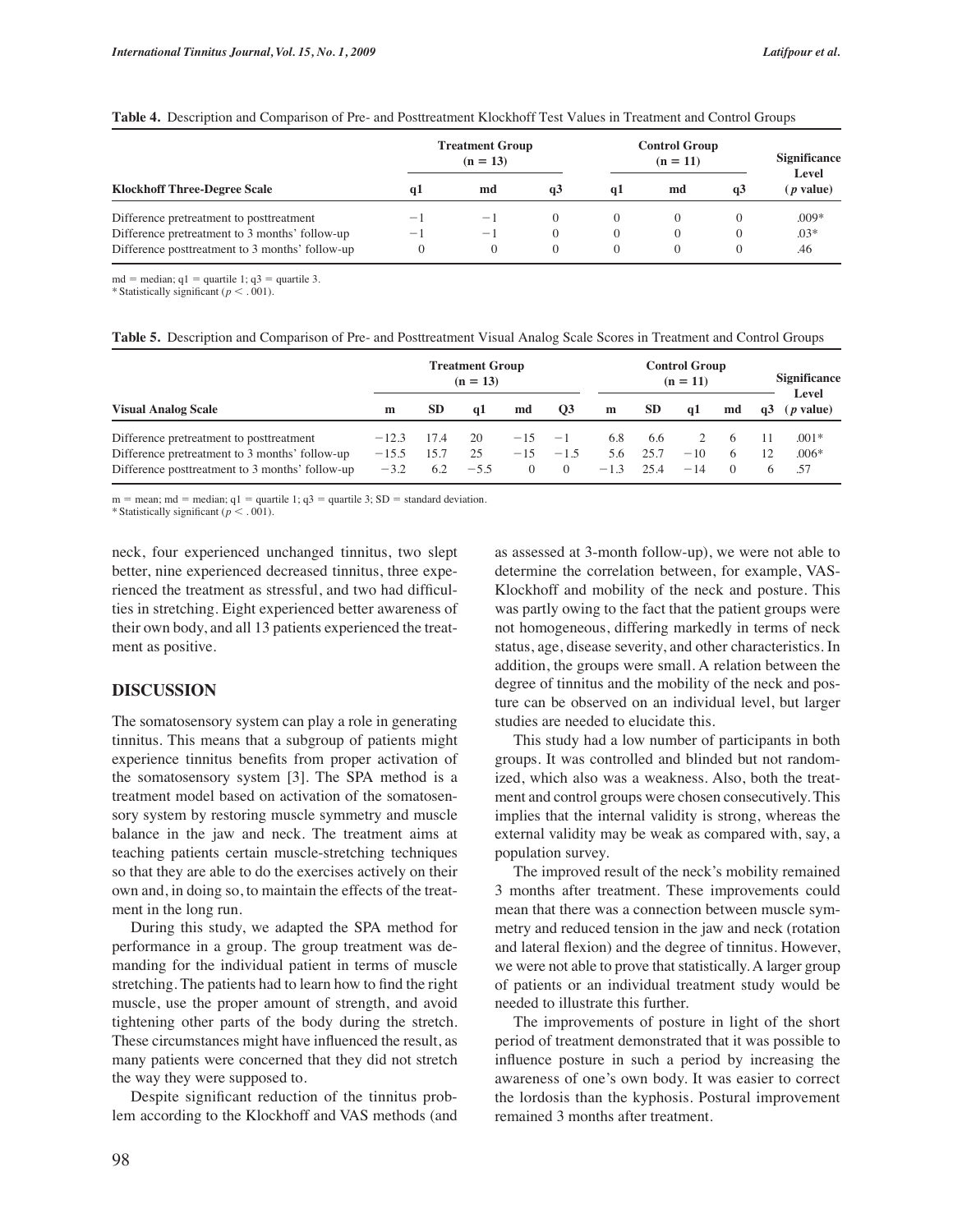**Table 4.** Description and Comparison of Pre- and Posttreatment Klockhoff Test Values in Treatment and Control Groups

| Klockhoff Three-Degree Scale | Treatment Group (n = 13) | | | Control Group (n = 11) | | | Significance Level (*p* value) |
|---|---|---|---|---|---|---|---|
| | q1 | md | q3 | q1 | md | q3 | |
| Difference pretreatment to posttreatment | −1 | −1 | 0 | 0 | 0 | 0 | .009* |
| Difference pretreatment to 3 months' follow-up | −1 | −1 | 0 | 0 | 0 | 0 | .03* |
| Difference posttreatment to 3 months' follow-up | 0 | 0 | 0 | 0 | 0 | 0 | .46 |

md = median; q1 = quartile 1; q3 = quartile 3.
* Statistically significant ($p < .001$).

**Table 5.** Description and Comparison of Pre- and Posttreatment Visual Analog Scale Scores in Treatment and Control Groups

| Visual Analog Scale | Treatment Group (n = 13) | | | | | Control Group (n = 11) | | | | | Significance Level (*p* value) |
|---|---|---|---|---|---|---|---|---|---|---|---|
| | m | SD | q1 | md | Q3 | m | SD | q1 | md | q3 | |
| Difference pretreatment to posttreatment | −12.3 | 17.4 | 20 | −15 | −1 | 6.8 | 6.6 | 2 | 6 | 11 | .001* |
| Difference pretreatment to 3 months' follow-up | −15.5 | 15.7 | 25 | −15 | −1.5 | 5.6 | 25.7 | −10 | 6 | 12 | .006* |
| Difference posttreatment to 3 months' follow-up | −3.2 | 6.2 | −5.5 | 0 | 0 | −1.3 | 25.4 | −14 | 0 | 6 | .57 |

m = mean; md = median; q1 = quartile 1; q3 = quartile 3; SD = standard deviation.
* Statistically significant ($p < .001$).

neck, four experienced unchanged tinnitus, two slept better, nine experienced decreased tinnitus, three experienced the treatment as stressful, and two had difficulties in stretching. Eight experienced better awareness of their own body, and all 13 patients experienced the treatment as positive.

## DISCUSSION

The somatosensory system can play a role in generating tinnitus. This means that a subgroup of patients might experience tinnitus benefits from proper activation of the somatosensory system [3]. The SPA method is a treatment model based on activation of the somatosensory system by restoring muscle symmetry and muscle balance in the jaw and neck. The treatment aims at teaching patients certain muscle-stretching techniques so that they are able to do the exercises actively on their own and, in doing so, to maintain the effects of the treatment in the long run.

During this study, we adapted the SPA method for performance in a group. The group treatment was demanding for the individual patient in terms of muscle stretching. The patients had to learn how to find the right muscle, use the proper amount of strength, and avoid tightening other parts of the body during the stretch. These circumstances might have influenced the result, as many patients were concerned that they did not stretch the way they were supposed to.

Despite significant reduction of the tinnitus problem according to the Klockhoff and VAS methods (and as assessed at 3-month follow-up), we were not able to determine the correlation between, for example, VAS-Klockhoff and mobility of the neck and posture. This was partly owing to the fact that the patient groups were not homogeneous, differing markedly in terms of neck status, age, disease severity, and other characteristics. In addition, the groups were small. A relation between the degree of tinnitus and the mobility of the neck and posture can be observed on an individual level, but larger studies are needed to elucidate this.

This study had a low number of participants in both groups. It was controlled and blinded but not randomized, which also was a weakness. Also, both the treatment and control groups were chosen consecutively. This implies that the internal validity is strong, whereas the external validity may be weak as compared with, say, a population survey.

The improved result of the neck's mobility remained 3 months after treatment. These improvements could mean that there was a connection between muscle symmetry and reduced tension in the jaw and neck (rotation and lateral flexion) and the degree of tinnitus. However, we were not able to prove that statistically. A larger group of patients or an individual treatment study would be needed to illustrate this further.

The improvements of posture in light of the short period of treatment demonstrated that it was possible to influence posture in such a period by increasing the awareness of one's own body. It was easier to correct the lordosis than the kyphosis. Postural improvement remained 3 months after treatment.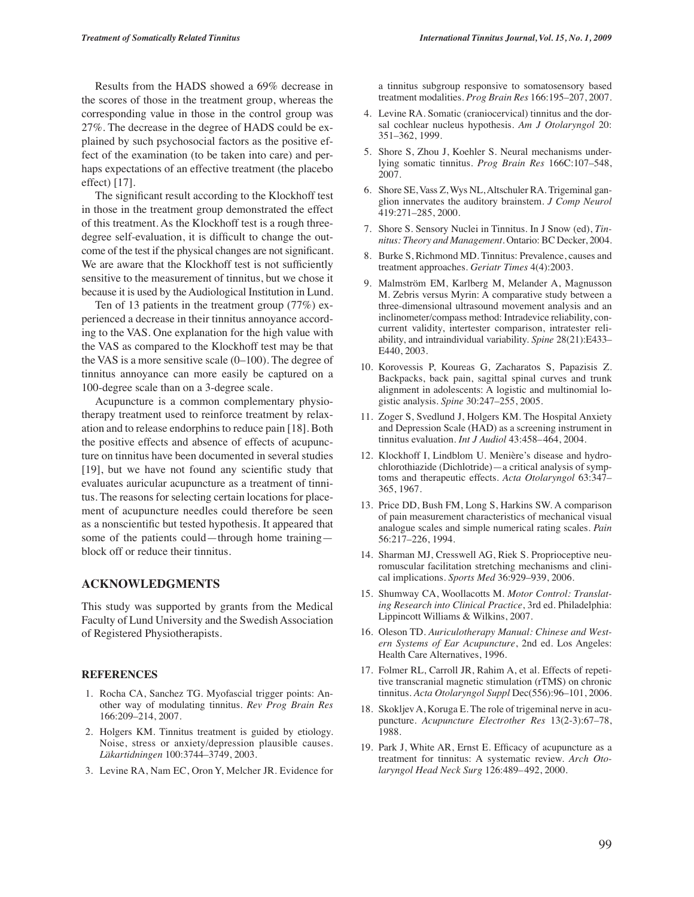Results from the HADS showed a 69% decrease in the scores of those in the treatment group, whereas the corresponding value in those in the control group was 27%. The decrease in the degree of HADS could be explained by such psychosocial factors as the positive effect of the examination (to be taken into care) and perhaps expectations of an effective treatment (the placebo effect) [17].

The significant result according to the Klockhoff test in those in the treatment group demonstrated the effect of this treatment. As the Klockhoff test is a rough three-degree self-evaluation, it is difficult to change the outcome of the test if the physical changes are not significant. We are aware that the Klockhoff test is not sufficiently sensitive to the measurement of tinnitus, but we chose it because it is used by the Audiological Institution in Lund.

Ten of 13 patients in the treatment group (77%) experienced a decrease in their tinnitus annoyance according to the VAS. One explanation for the high value with the VAS as compared to the Klockhoff test may be that the VAS is a more sensitive scale (0–100). The degree of tinnitus annoyance can more easily be captured on a 100-degree scale than on a 3-degree scale.

Acupuncture is a common complementary physiotherapy treatment used to reinforce treatment by relaxation and to release endorphins to reduce pain [18]. Both the positive effects and absence of effects of acupuncture on tinnitus have been documented in several studies [19], but we have not found any scientific study that evaluates auricular acupuncture as a treatment of tinnitus. The reasons for selecting certain locations for placement of acupuncture needles could therefore be seen as a nonscientific but tested hypothesis. It appeared that some of the patients could—through home training—block off or reduce their tinnitus.

## ACKNOWLEDGMENTS

This study was supported by grants from the Medical Faculty of Lund University and the Swedish Association of Registered Physiotherapists.

### REFERENCES

1. Rocha CA, Sanchez TG. Myofascial trigger points: Another way of modulating tinnitus. *Rev Prog Brain Res* 166:209–214, 2007.
2. Holgers KM. Tinnitus treatment is guided by etiology. Noise, stress or anxiety/depression plausible causes. *Läkartidningen* 100:3744–3749, 2003.
3. Levine RA, Nam EC, Oron Y, Melcher JR. Evidence for a tinnitus subgroup responsive to somatosensory based treatment modalities. *Prog Brain Res* 166:195–207, 2007.
4. Levine RA. Somatic (craniocervical) tinnitus and the dorsal cochlear nucleus hypothesis. *Am J Otolaryngol* 20: 351–362, 1999.
5. Shore S, Zhou J, Koehler S. Neural mechanisms underlying somatic tinnitus. *Prog Brain Res* 166C:107–548, 2007.
6. Shore SE, Vass Z, Wys NL, Altschuler RA. Trigeminal ganglion innervates the auditory brainstem. *J Comp Neurol* 419:271–285, 2000.
7. Shore S. Sensory Nuclei in Tinnitus. In J Snow (ed), *Tinnitus: Theory and Management*. Ontario: BC Decker, 2004.
8. Burke S, Richmond MD. Tinnitus: Prevalence, causes and treatment approaches. *Geriatr Times* 4(4):2003.
9. Malmström EM, Karlberg M, Melander A, Magnusson M. Zebris versus Myrin: A comparative study between a three-dimensional ultrasound movement analysis and an inclinometer/compass method: Intradevice reliability, concurrent validity, intertester comparison, intratester reliability, and intraindividual variability. *Spine* 28(21):E433–E440, 2003.
10. Korovessis P, Koureas G, Zacharatos S, Papazisis Z. Backpacks, back pain, sagittal spinal curves and trunk alignment in adolescents: A logistic and multinomial logistic analysis. *Spine* 30:247–255, 2005.
11. Zoger S, Svedlund J, Holgers KM. The Hospital Anxiety and Depression Scale (HAD) as a screening instrument in tinnitus evaluation. *Int J Audiol* 43:458–464, 2004.
12. Klockhoff I, Lindblom U. Menière's disease and hydrochlorothiazide (Dichlotride)—a critical analysis of symptoms and therapeutic effects. *Acta Otolaryngol* 63:347–365, 1967.
13. Price DD, Bush FM, Long S, Harkins SW. A comparison of pain measurement characteristics of mechanical visual analogue scales and simple numerical rating scales. *Pain* 56:217–226, 1994.
14. Sharman MJ, Cresswell AG, Riek S. Proprioceptive neuromuscular facilitation stretching mechanisms and clinical implications. *Sports Med* 36:929–939, 2006.
15. Shumway CA, Woollacotts M. *Motor Control: Translating Research into Clinical Practice*, 3rd ed. Philadelphia: Lippincott Williams & Wilkins, 2007.
16. Oleson TD. *Auriculotherapy Manual: Chinese and Western Systems of Ear Acupuncture*, 2nd ed. Los Angeles: Health Care Alternatives, 1996.
17. Folmer RL, Carroll JR, Rahim A, et al. Effects of repetitive transcranial magnetic stimulation (rTMS) on chronic tinnitus. *Acta Otolaryngol Suppl* Dec(556):96–101, 2006.
18. Skokljev A, Koruga E. The role of trigeminal nerve in acupuncture. *Acupuncture Electrother Res* 13(2-3):67–78, 1988.
19. Park J, White AR, Ernst E. Efficacy of acupuncture as a treatment for tinnitus: A systematic review. *Arch Otolaryngol Head Neck Surg* 126:489–492, 2000.